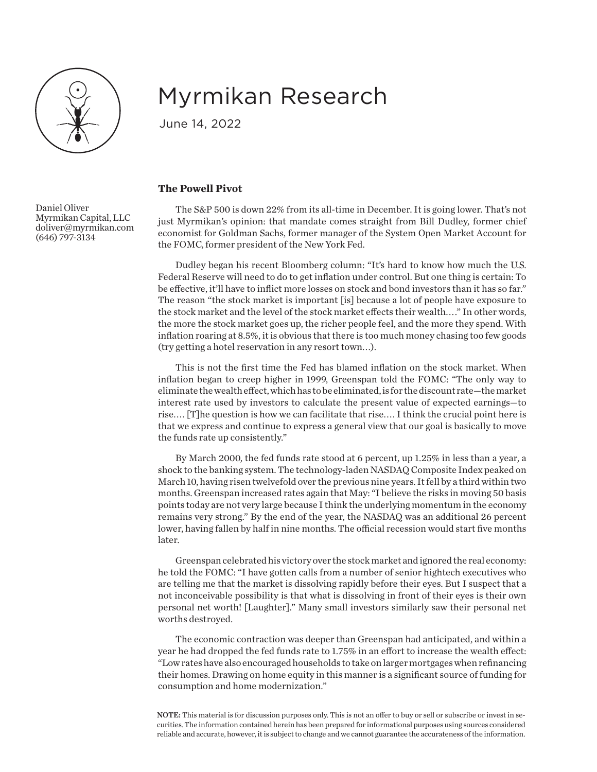# Myrmikan Research

June 14, 2022

Daniel Oliver
Myrmikan Capital, LLC
doliver@myrmikan.com
(646) 797-3134

## The Powell Pivot

The S&P 500 is down 22% from its all-time in December. It is going lower. That's not just Myrmikan's opinion: that mandate comes straight from Bill Dudley, former chief economist for Goldman Sachs, former manager of the System Open Market Account for the FOMC, former president of the New York Fed.

Dudley began his recent Bloomberg column: "It's hard to know how much the U.S. Federal Reserve will need to do to get inflation under control. But one thing is certain: To be effective, it'll have to inflict more losses on stock and bond investors than it has so far." The reason "the stock market is important [is] because a lot of people have exposure to the stock market and the level of the stock market effects their wealth…." In other words, the more the stock market goes up, the richer people feel, and the more they spend. With inflation roaring at 8.5%, it is obvious that there is too much money chasing too few goods (try getting a hotel reservation in any resort town…).

This is not the first time the Fed has blamed inflation on the stock market. When inflation began to creep higher in 1999, Greenspan told the FOMC: "The only way to eliminate the wealth effect, which has to be eliminated, is for the discount rate—the market interest rate used by investors to calculate the present value of expected earnings—to rise…. [T]he question is how we can facilitate that rise…. I think the crucial point here is that we express and continue to express a general view that our goal is basically to move the funds rate up consistently."

By March 2000, the fed funds rate stood at 6 percent, up 1.25% in less than a year, a shock to the banking system. The technology-laden NASDAQ Composite Index peaked on March 10, having risen twelvefold over the previous nine years. It fell by a third within two months. Greenspan increased rates again that May: "I believe the risks in moving 50 basis points today are not very large because I think the underlying momentum in the economy remains very strong." By the end of the year, the NASDAQ was an additional 26 percent lower, having fallen by half in nine months. The official recession would start five months later.

Greenspan celebrated his victory over the stock market and ignored the real economy: he told the FOMC: "I have gotten calls from a number of senior hightech executives who are telling me that the market is dissolving rapidly before their eyes. But I suspect that a not inconceivable possibility is that what is dissolving in front of their eyes is their own personal net worth! [Laughter]." Many small investors similarly saw their personal net worths destroyed.

The economic contraction was deeper than Greenspan had anticipated, and within a year he had dropped the fed funds rate to 1.75% in an effort to increase the wealth effect: "Low rates have also encouraged households to take on larger mortgages when refinancing their homes. Drawing on home equity in this manner is a significant source of funding for consumption and home modernization."

**NOTE:** This material is for discussion purposes only. This is not an offer to buy or sell or subscribe or invest in securities. The information contained herein has been prepared for informational purposes using sources considered reliable and accurate, however, it is subject to change and we cannot guarantee the accurateness of the information.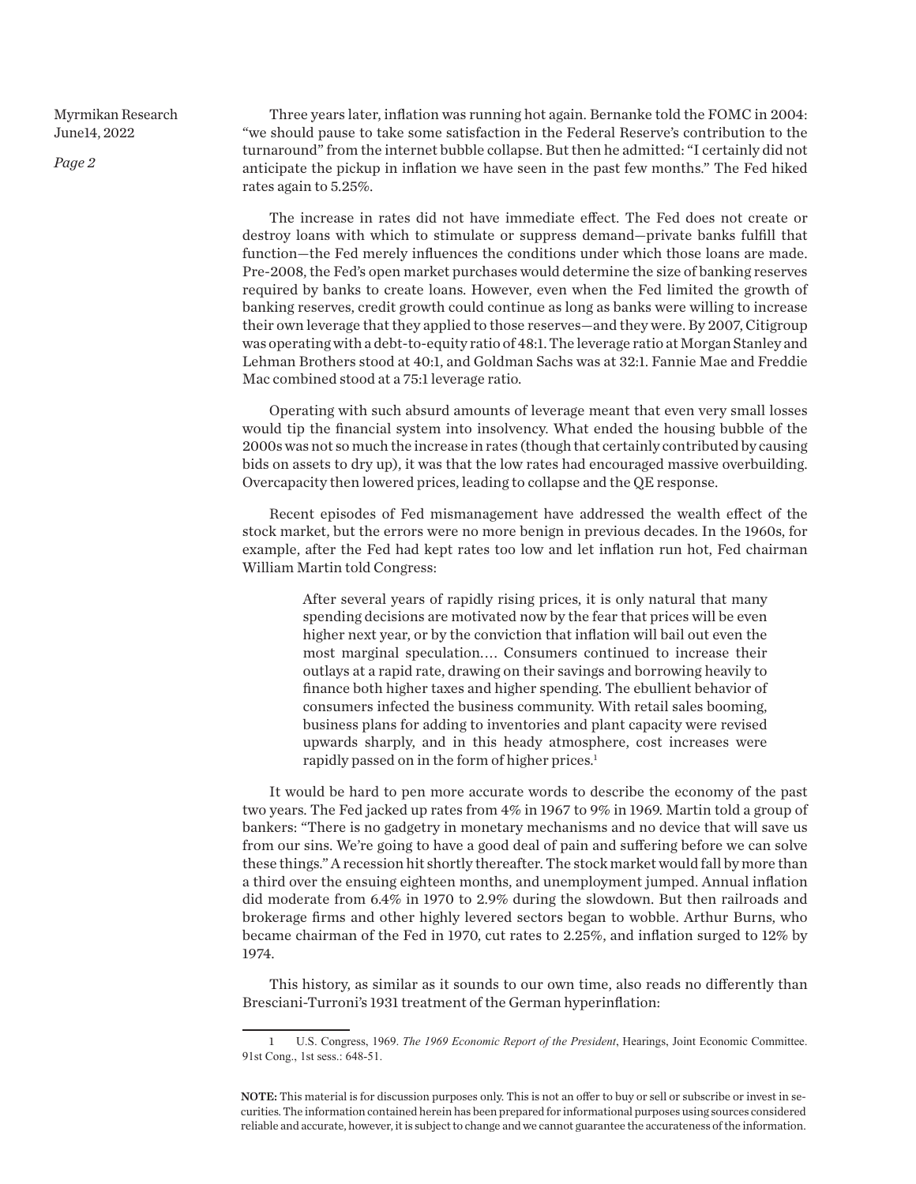Three years later, inflation was running hot again. Bernanke told the FOMC in 2004: "we should pause to take some satisfaction in the Federal Reserve's contribution to the turnaround" from the internet bubble collapse. But then he admitted: "I certainly did not anticipate the pickup in inflation we have seen in the past few months." The Fed hiked rates again to 5.25%.

The increase in rates did not have immediate effect. The Fed does not create or destroy loans with which to stimulate or suppress demand—private banks fulfill that function—the Fed merely influences the conditions under which those loans are made. Pre-2008, the Fed's open market purchases would determine the size of banking reserves required by banks to create loans. However, even when the Fed limited the growth of banking reserves, credit growth could continue as long as banks were willing to increase their own leverage that they applied to those reserves—and they were. By 2007, Citigroup was operating with a debt-to-equity ratio of 48:1. The leverage ratio at Morgan Stanley and Lehman Brothers stood at 40:1, and Goldman Sachs was at 32:1. Fannie Mae and Freddie Mac combined stood at a 75:1 leverage ratio.

Operating with such absurd amounts of leverage meant that even very small losses would tip the financial system into insolvency. What ended the housing bubble of the 2000s was not so much the increase in rates (though that certainly contributed by causing bids on assets to dry up), it was that the low rates had encouraged massive overbuilding. Overcapacity then lowered prices, leading to collapse and the QE response.

Recent episodes of Fed mismanagement have addressed the wealth effect of the stock market, but the errors were no more benign in previous decades. In the 1960s, for example, after the Fed had kept rates too low and let inflation run hot, Fed chairman William Martin told Congress:

> After several years of rapidly rising prices, it is only natural that many spending decisions are motivated now by the fear that prices will be even higher next year, or by the conviction that inflation will bail out even the most marginal speculation.… Consumers continued to increase their outlays at a rapid rate, drawing on their savings and borrowing heavily to finance both higher taxes and higher spending. The ebullient behavior of consumers infected the business community. With retail sales booming, business plans for adding to inventories and plant capacity were revised upwards sharply, and in this heady atmosphere, cost increases were rapidly passed on in the form of higher prices.[1]

It would be hard to pen more accurate words to describe the economy of the past two years. The Fed jacked up rates from 4% in 1967 to 9% in 1969. Martin told a group of bankers: "There is no gadgetry in monetary mechanisms and no device that will save us from our sins. We're going to have a good deal of pain and suffering before we can solve these things." A recession hit shortly thereafter. The stock market would fall by more than a third over the ensuing eighteen months, and unemployment jumped. Annual inflation did moderate from 6.4% in 1970 to 2.9% during the slowdown. But then railroads and brokerage firms and other highly levered sectors began to wobble. Arthur Burns, who became chairman of the Fed in 1970, cut rates to 2.25%, and inflation surged to 12% by 1974.

This history, as similar as it sounds to our own time, also reads no differently than Bresciani-Turroni's 1931 treatment of the German hyperinflation:

---

1 U.S. Congress, 1969. *The 1969 Economic Report of the President*, Hearings, Joint Economic Committee. 91st Cong., 1st sess.: 648-51.

**NOTE:** This material is for discussion purposes only. This is not an offer to buy or sell or subscribe or invest in securities. The information contained herein has been prepared for informational purposes using sources considered reliable and accurate, however, it is subject to change and we cannot guarantee the accurateness of the information.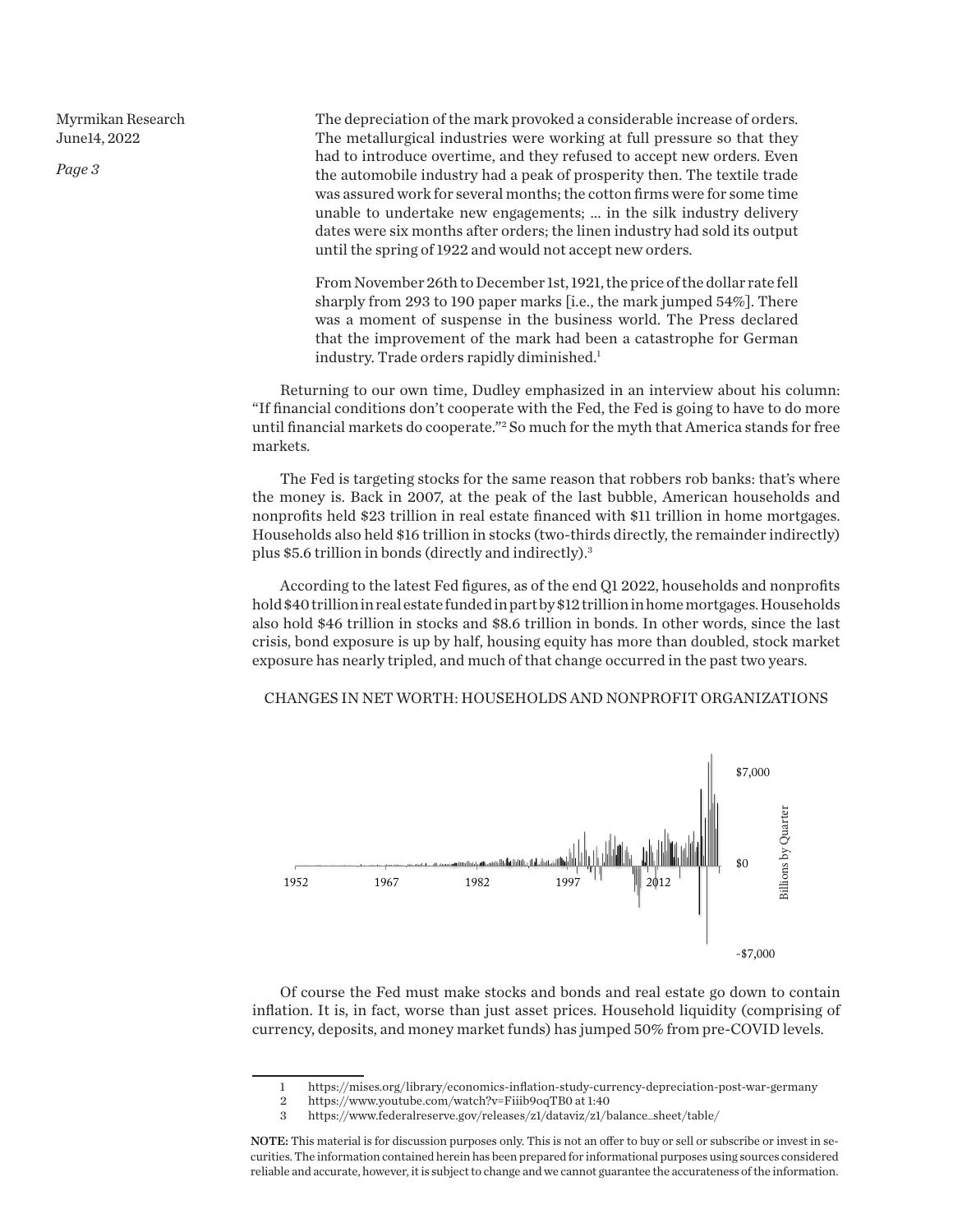> The depreciation of the mark provoked a considerable increase of orders. The metallurgical industries were working at full pressure so that they had to introduce overtime, and they refused to accept new orders. Even the automobile industry had a peak of prosperity then. The textile trade was assured work for several months; the cotton firms were for some time unable to undertake new engagements; … in the silk industry delivery dates were six months after orders; the linen industry had sold its output until the spring of 1922 and would not accept new orders.
>
> From November 26th to December 1st, 1921, the price of the dollar rate fell sharply from 293 to 190 paper marks [i.e., the mark jumped 54%]. There was a moment of suspense in the business world. The Press declared that the improvement of the mark had been a catastrophe for German industry. Trade orders rapidly diminished.[1]

Returning to our own time, Dudley emphasized in an interview about his column: "If financial conditions don't cooperate with the Fed, the Fed is going to have to do more until financial markets do cooperate."[2] So much for the myth that America stands for free markets.

The Fed is targeting stocks for the same reason that robbers rob banks: that's where the money is. Back in 2007, at the peak of the last bubble, American households and nonprofits held $23 trillion in real estate financed with $11 trillion in home mortgages. Households also held $16 trillion in stocks (two-thirds directly, the remainder indirectly) plus $5.6 trillion in bonds (directly and indirectly).[3]

According to the latest Fed figures, as of the end Q1 2022, households and nonprofits hold $40 trillion in real estate funded in part by $12 trillion in home mortgages. Households also hold $46 trillion in stocks and $8.6 trillion in bonds. In other words, since the last crisis, bond exposure is up by half, housing equity has more than doubled, stock market exposure has nearly tripled, and much of that change occurred in the past two years.

CHANGES IN NET WORTH: HOUSEHOLDS AND NONPROFIT ORGANIZATIONS

$7,000
$0
-$7,000
Billions by Quarter
1952
1967
1982
1997
2012

Of course the Fed must make stocks and bonds and real estate go down to contain inflation. It is, in fact, worse than just asset prices. Household liquidity (comprising of currency, deposits, and money market funds) has jumped 50% from pre-COVID levels.

1. https://mises.org/library/economics-inflation-study-currency-depreciation-post-war-germany
2. https://www.youtube.com/watch?v=Fiiib9oqTB0 at 1:40
3. https://www.federalreserve.gov/releases/z1/dataviz/z1/balance_sheet/table/

**NOTE:** This material is for discussion purposes only. This is not an offer to buy or sell or subscribe or invest in securities. The information contained herein has been prepared for informational purposes using sources considered reliable and accurate, however, it is subject to change and we cannot guarantee the accurateness of the information.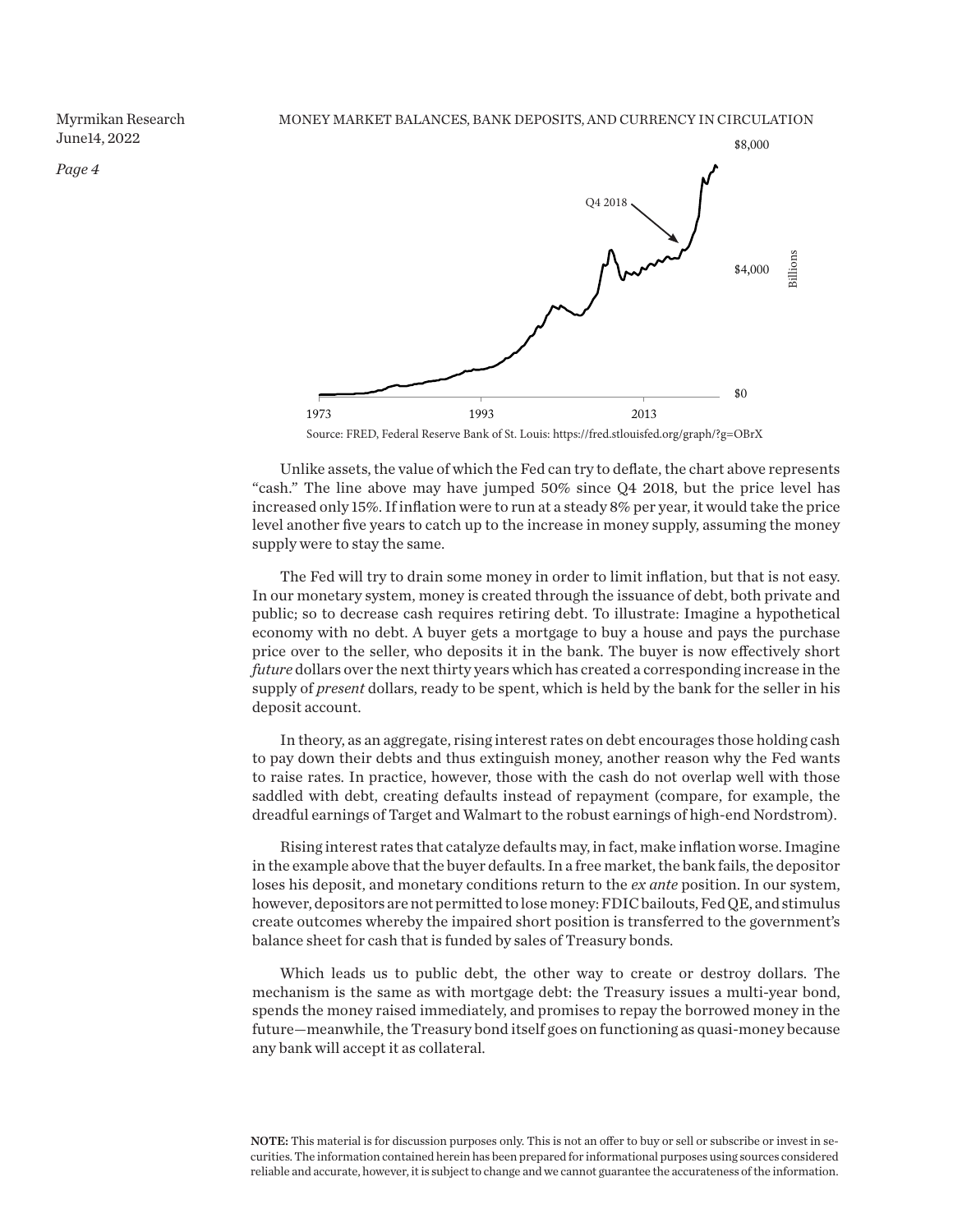MONEY MARKET BALANCES, BANK DEPOSITS, AND CURRENCY IN CIRCULATION

$8,000

Q4 2018

$4,000

Billions

$0

1973

1993

2013

Source: FRED, Federal Reserve Bank of St. Louis: https://fred.stlouisfed.org/graph/?g=OBrX

Unlike assets, the value of which the Fed can try to deflate, the chart above represents "cash." The line above may have jumped 50% since Q4 2018, but the price level has increased only 15%. If inflation were to run at a steady 8% per year, it would take the price level another five years to catch up to the increase in money supply, assuming the money supply were to stay the same.

The Fed will try to drain some money in order to limit inflation, but that is not easy. In our monetary system, money is created through the issuance of debt, both private and public; so to decrease cash requires retiring debt. To illustrate: Imagine a hypothetical economy with no debt. A buyer gets a mortgage to buy a house and pays the purchase price over to the seller, who deposits it in the bank. The buyer is now effectively short *future* dollars over the next thirty years which has created a corresponding increase in the supply of *present* dollars, ready to be spent, which is held by the bank for the seller in his deposit account.

In theory, as an aggregate, rising interest rates on debt encourages those holding cash to pay down their debts and thus extinguish money, another reason why the Fed wants to raise rates. In practice, however, those with the cash do not overlap well with those saddled with debt, creating defaults instead of repayment (compare, for example, the dreadful earnings of Target and Walmart to the robust earnings of high-end Nordstrom).

Rising interest rates that catalyze defaults may, in fact, make inflation worse. Imagine in the example above that the buyer defaults. In a free market, the bank fails, the depositor loses his deposit, and monetary conditions return to the *ex ante* position. In our system, however, depositors are not permitted to lose money: FDIC bailouts, Fed QE, and stimulus create outcomes whereby the impaired short position is transferred to the government's balance sheet for cash that is funded by sales of Treasury bonds.

Which leads us to public debt, the other way to create or destroy dollars. The mechanism is the same as with mortgage debt: the Treasury issues a multi-year bond, spends the money raised immediately, and promises to repay the borrowed money in the future—meanwhile, the Treasury bond itself goes on functioning as quasi-money because any bank will accept it as collateral.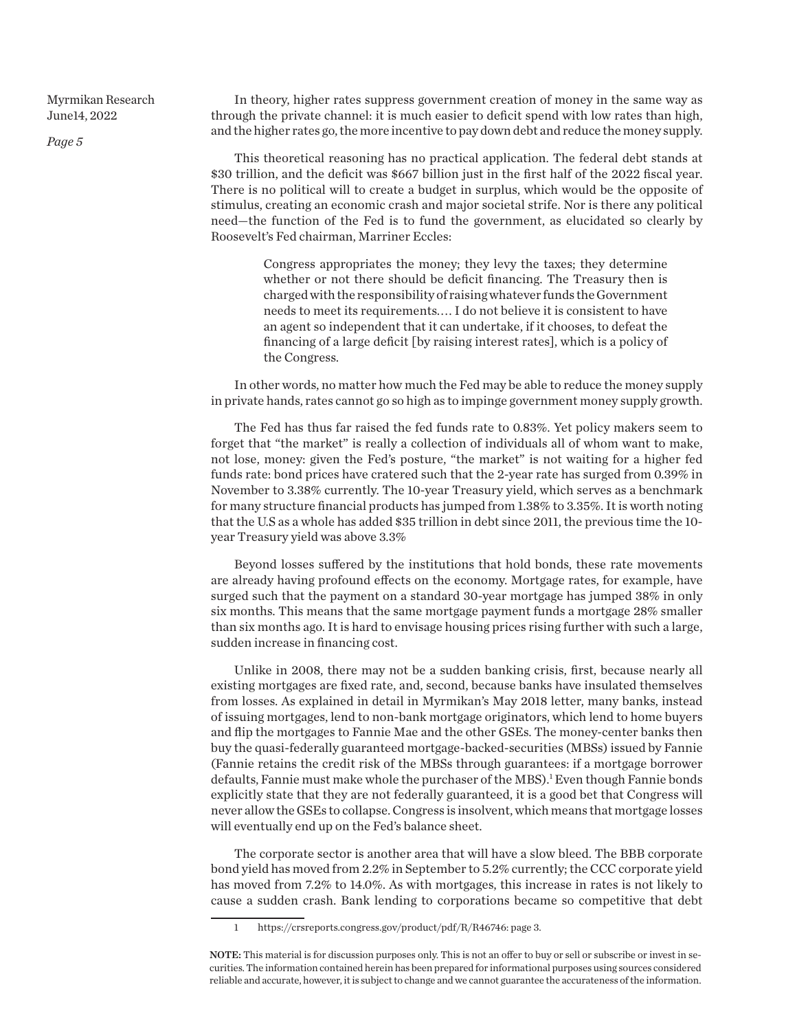In theory, higher rates suppress government creation of money in the same way as through the private channel: it is much easier to deficit spend with low rates than high, and the higher rates go, the more incentive to pay down debt and reduce the money supply.

This theoretical reasoning has no practical application. The federal debt stands at \$30 trillion, and the deficit was \$667 billion just in the first half of the 2022 fiscal year. There is no political will to create a budget in surplus, which would be the opposite of stimulus, creating an economic crash and major societal strife. Nor is there any political need—the function of the Fed is to fund the government, as elucidated so clearly by Roosevelt's Fed chairman, Marriner Eccles:

> Congress appropriates the money; they levy the taxes; they determine whether or not there should be deficit financing. The Treasury then is charged with the responsibility of raising whatever funds the Government needs to meet its requirements.… I do not believe it is consistent to have an agent so independent that it can undertake, if it chooses, to defeat the financing of a large deficit [by raising interest rates], which is a policy of the Congress.

In other words, no matter how much the Fed may be able to reduce the money supply in private hands, rates cannot go so high as to impinge government money supply growth.

The Fed has thus far raised the fed funds rate to 0.83%. Yet policy makers seem to forget that "the market" is really a collection of individuals all of whom want to make, not lose, money: given the Fed's posture, "the market" is not waiting for a higher fed funds rate: bond prices have cratered such that the 2-year rate has surged from 0.39% in November to 3.38% currently. The 10-year Treasury yield, which serves as a benchmark for many structure financial products has jumped from 1.38% to 3.35%. It is worth noting that the U.S as a whole has added \$35 trillion in debt since 2011, the previous time the 10-year Treasury yield was above 3.3%

Beyond losses suffered by the institutions that hold bonds, these rate movements are already having profound effects on the economy. Mortgage rates, for example, have surged such that the payment on a standard 30-year mortgage has jumped 38% in only six months. This means that the same mortgage payment funds a mortgage 28% smaller than six months ago. It is hard to envisage housing prices rising further with such a large, sudden increase in financing cost.

Unlike in 2008, there may not be a sudden banking crisis, first, because nearly all existing mortgages are fixed rate, and, second, because banks have insulated themselves from losses. As explained in detail in Myrmikan's May 2018 letter, many banks, instead of issuing mortgages, lend to non-bank mortgage originators, which lend to home buyers and flip the mortgages to Fannie Mae and the other GSEs. The money-center banks then buy the quasi-federally guaranteed mortgage-backed-securities (MBSs) issued by Fannie (Fannie retains the credit risk of the MBSs through guarantees: if a mortgage borrower defaults, Fannie must make whole the purchaser of the MBS).[1] Even though Fannie bonds explicitly state that they are not federally guaranteed, it is a good bet that Congress will never allow the GSEs to collapse. Congress is insolvent, which means that mortgage losses will eventually end up on the Fed's balance sheet.

The corporate sector is another area that will have a slow bleed. The BBB corporate bond yield has moved from 2.2% in September to 5.2% currently; the CCC corporate yield has moved from 7.2% to 14.0%. As with mortgages, this increase in rates is not likely to cause a sudden crash. Bank lending to corporations became so competitive that debt

1 https://crsreports.congress.gov/product/pdf/R/R46746: page 3.

**NOTE:** This material is for discussion purposes only. This is not an offer to buy or sell or subscribe or invest in securities. The information contained herein has been prepared for informational purposes using sources considered reliable and accurate, however, it is subject to change and we cannot guarantee the accurateness of the information.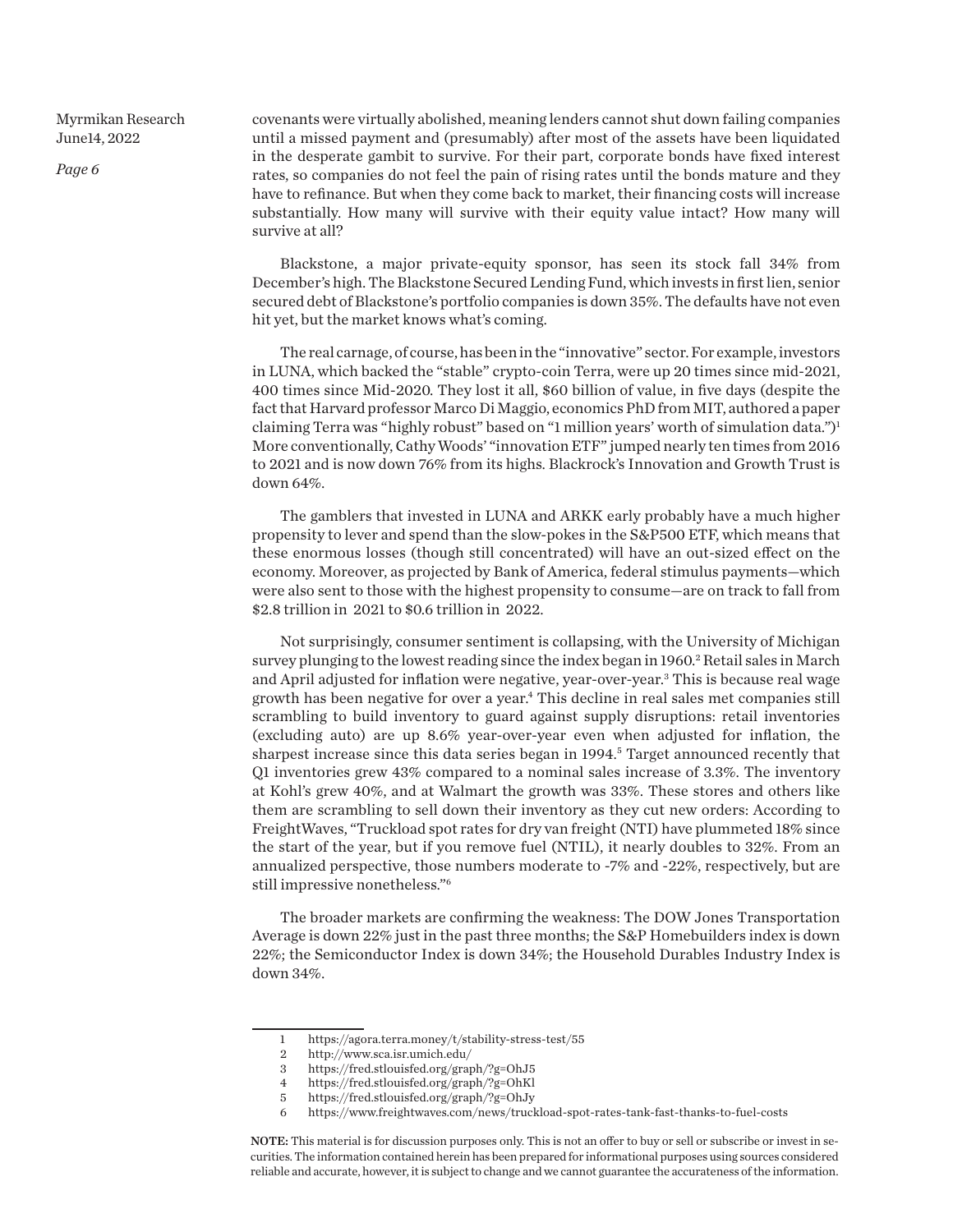covenants were virtually abolished, meaning lenders cannot shut down failing companies until a missed payment and (presumably) after most of the assets have been liquidated in the desperate gambit to survive. For their part, corporate bonds have fixed interest rates, so companies do not feel the pain of rising rates until the bonds mature and they have to refinance. But when they come back to market, their financing costs will increase substantially. How many will survive with their equity value intact? How many will survive at all?

Blackstone, a major private-equity sponsor, has seen its stock fall 34% from December's high. The Blackstone Secured Lending Fund, which invests in first lien, senior secured debt of Blackstone's portfolio companies is down 35%. The defaults have not even hit yet, but the market knows what's coming.

The real carnage, of course, has been in the "innovative" sector. For example, investors in LUNA, which backed the "stable" crypto-coin Terra, were up 20 times since mid-2021, 400 times since Mid-2020. They lost it all, $60 billion of value, in five days (despite the fact that Harvard professor Marco Di Maggio, economics PhD from MIT, authored a paper claiming Terra was "highly robust" based on "1 million years' worth of simulation data.")[1] More conventionally, Cathy Woods' "innovation ETF" jumped nearly ten times from 2016 to 2021 and is now down 76% from its highs. Blackrock's Innovation and Growth Trust is down 64%.

The gamblers that invested in LUNA and ARKK early probably have a much higher propensity to lever and spend than the slow-pokes in the S&P500 ETF, which means that these enormous losses (though still concentrated) will have an out-sized effect on the economy. Moreover, as projected by Bank of America, federal stimulus payments—which were also sent to those with the highest propensity to consume—are on track to fall from $2.8 trillion in 2021 to $0.6 trillion in 2022.

Not surprisingly, consumer sentiment is collapsing, with the University of Michigan survey plunging to the lowest reading since the index began in 1960.[2] Retail sales in March and April adjusted for inflation were negative, year-over-year.[3] This is because real wage growth has been negative for over a year.[4] This decline in real sales met companies still scrambling to build inventory to guard against supply disruptions: retail inventories (excluding auto) are up 8.6% year-over-year even when adjusted for inflation, the sharpest increase since this data series began in 1994.[5] Target announced recently that Q1 inventories grew 43% compared to a nominal sales increase of 3.3%. The inventory at Kohl's grew 40%, and at Walmart the growth was 33%. These stores and others like them are scrambling to sell down their inventory as they cut new orders: According to FreightWaves, "Truckload spot rates for dry van freight (NTI) have plummeted 18% since the start of the year, but if you remove fuel (NTIL), it nearly doubles to 32%. From an annualized perspective, those numbers moderate to -7% and -22%, respectively, but are still impressive nonetheless."[6]

The broader markets are confirming the weakness: The DOW Jones Transportation Average is down 22% just in the past three months; the S&P Homebuilders index is down 22%; the Semiconductor Index is down 34%; the Household Durables Industry Index is down 34%.

---

1 https://agora.terra.money/t/stability-stress-test/55
2 http://www.sca.isr.umich.edu/
3 https://fred.stlouisfed.org/graph/?g=OhJ5
4 https://fred.stlouisfed.org/graph/?g=OhKl
5 https://fred.stlouisfed.org/graph/?g=OhJy
6 https://www.freightwaves.com/news/truckload-spot-rates-tank-fast-thanks-to-fuel-costs

**NOTE:** This material is for discussion purposes only. This is not an offer to buy or sell or subscribe or invest in securities. The information contained herein has been prepared for informational purposes using sources considered reliable and accurate, however, it is subject to change and we cannot guarantee the accurateness of the information.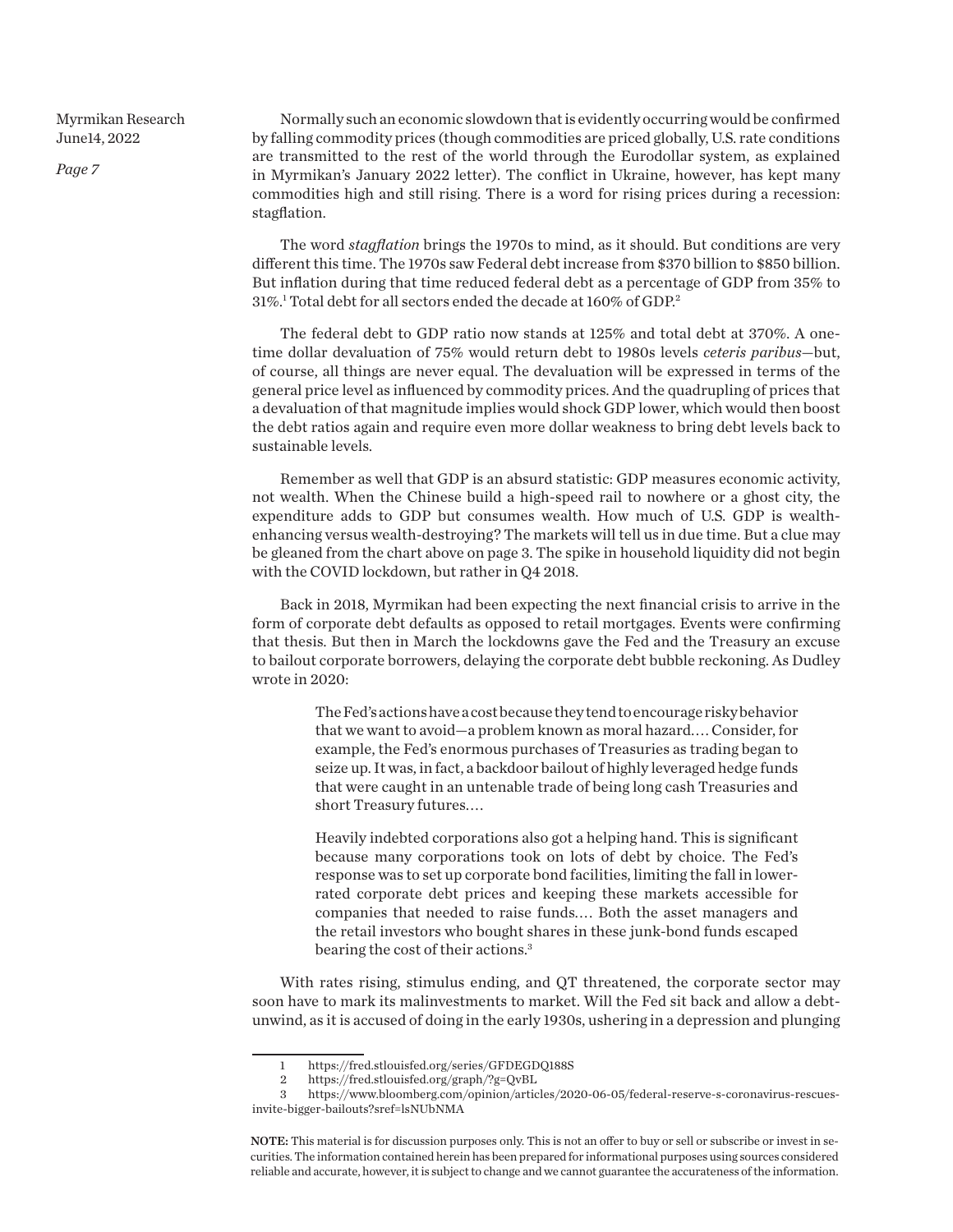Normally such an economic slowdown that is evidently occurring would be confirmed by falling commodity prices (though commodities are priced globally, U.S. rate conditions are transmitted to the rest of the world through the Eurodollar system, as explained in Myrmikan's January 2022 letter). The conflict in Ukraine, however, has kept many commodities high and still rising. There is a word for rising prices during a recession: stagflation.

The word *stagflation* brings the 1970s to mind, as it should. But conditions are very different this time. The 1970s saw Federal debt increase from $370 billion to $850 billion. But inflation during that time reduced federal debt as a percentage of GDP from 35% to 31%.[1] Total debt for all sectors ended the decade at 160% of GDP.[2]

The federal debt to GDP ratio now stands at 125% and total debt at 370%. A one-time dollar devaluation of 75% would return debt to 1980s levels *ceteris paribus*—but, of course, all things are never equal. The devaluation will be expressed in terms of the general price level as influenced by commodity prices. And the quadrupling of prices that a devaluation of that magnitude implies would shock GDP lower, which would then boost the debt ratios again and require even more dollar weakness to bring debt levels back to sustainable levels.

Remember as well that GDP is an absurd statistic: GDP measures economic activity, not wealth. When the Chinese build a high-speed rail to nowhere or a ghost city, the expenditure adds to GDP but consumes wealth. How much of U.S. GDP is wealth-enhancing versus wealth-destroying? The markets will tell us in due time. But a clue may be gleaned from the chart above on page 3. The spike in household liquidity did not begin with the COVID lockdown, but rather in Q4 2018.

Back in 2018, Myrmikan had been expecting the next financial crisis to arrive in the form of corporate debt defaults as opposed to retail mortgages. Events were confirming that thesis. But then in March the lockdowns gave the Fed and the Treasury an excuse to bailout corporate borrowers, delaying the corporate debt bubble reckoning. As Dudley wrote in 2020:

> The Fed's actions have a cost because they tend to encourage risky behavior that we want to avoid—a problem known as moral hazard.… Consider, for example, the Fed's enormous purchases of Treasuries as trading began to seize up. It was, in fact, a backdoor bailout of highly leveraged hedge funds that were caught in an untenable trade of being long cash Treasuries and short Treasury futures.…
>
> Heavily indebted corporations also got a helping hand. This is significant because many corporations took on lots of debt by choice. The Fed's response was to set up corporate bond facilities, limiting the fall in lower-rated corporate debt prices and keeping these markets accessible for companies that needed to raise funds.… Both the asset managers and the retail investors who bought shares in these junk-bond funds escaped bearing the cost of their actions.[3]

With rates rising, stimulus ending, and QT threatened, the corporate sector may soon have to mark its malinvestments to market. Will the Fed sit back and allow a debt-unwind, as it is accused of doing in the early 1930s, ushering in a depression and plunging

---

1 https://fred.stlouisfed.org/series/GFDEGDQ188S

2 https://fred.stlouisfed.org/graph/?g=QvBL

3 https://www.bloomberg.com/opinion/articles/2020-06-05/federal-reserve-s-coronavirus-rescues-invite-bigger-bailouts?sref=lsNUbNMA

**NOTE:** This material is for discussion purposes only. This is not an offer to buy or sell or subscribe or invest in securities. The information contained herein has been prepared for informational purposes using sources considered reliable and accurate, however, it is subject to change and we cannot guarantee the accurateness of the information.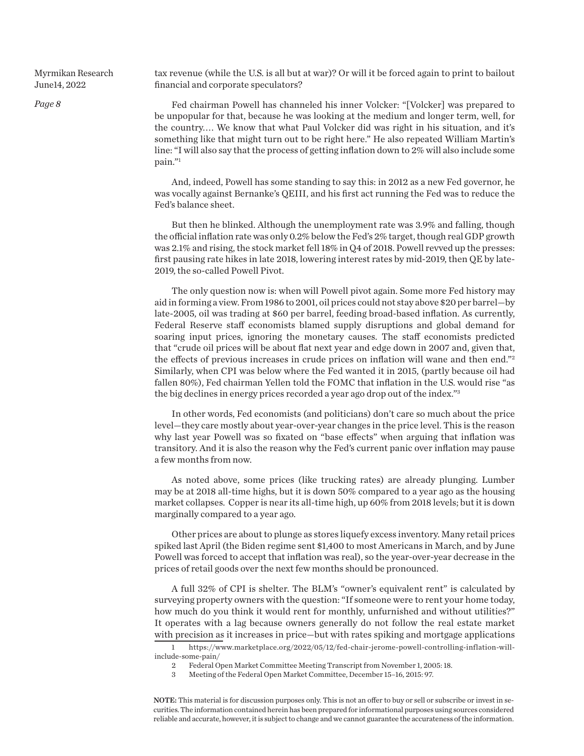tax revenue (while the U.S. is all but at war)? Or will it be forced again to print to bailout financial and corporate speculators?

Fed chairman Powell has channeled his inner Volcker: "[Volcker] was prepared to be unpopular for that, because he was looking at the medium and longer term, well, for the country.… We know that what Paul Volcker did was right in his situation, and it's something like that might turn out to be right here." He also repeated William Martin's line: "I will also say that the process of getting inflation down to 2% will also include some pain."[1]

And, indeed, Powell has some standing to say this: in 2012 as a new Fed governor, he was vocally against Bernanke's QEIII, and his first act running the Fed was to reduce the Fed's balance sheet.

But then he blinked. Although the unemployment rate was 3.9% and falling, though the official inflation rate was only 0.2% below the Fed's 2% target, though real GDP growth was 2.1% and rising, the stock market fell 18% in Q4 of 2018. Powell revved up the presses: first pausing rate hikes in late 2018, lowering interest rates by mid-2019, then QE by late-2019, the so-called Powell Pivot.

The only question now is: when will Powell pivot again. Some more Fed history may aid in forming a view. From 1986 to 2001, oil prices could not stay above $20 per barrel—by late-2005, oil was trading at $60 per barrel, feeding broad-based inflation. As currently, Federal Reserve staff economists blamed supply disruptions and global demand for soaring input prices, ignoring the monetary causes. The staff economists predicted that "crude oil prices will be about flat next year and edge down in 2007 and, given that, the effects of previous increases in crude prices on inflation will wane and then end."[2] Similarly, when CPI was below where the Fed wanted it in 2015, (partly because oil had fallen 80%), Fed chairman Yellen told the FOMC that inflation in the U.S. would rise "as the big declines in energy prices recorded a year ago drop out of the index."[3]

In other words, Fed economists (and politicians) don't care so much about the price level—they care mostly about year-over-year changes in the price level. This is the reason why last year Powell was so fixated on "base effects" when arguing that inflation was transitory. And it is also the reason why the Fed's current panic over inflation may pause a few months from now.

As noted above, some prices (like trucking rates) are already plunging. Lumber may be at 2018 all-time highs, but it is down 50% compared to a year ago as the housing market collapses. Copper is near its all-time high, up 60% from 2018 levels; but it is down marginally compared to a year ago.

Other prices are about to plunge as stores liquefy excess inventory. Many retail prices spiked last April (the Biden regime sent $1,400 to most Americans in March, and by June Powell was forced to accept that inflation was real), so the year-over-year decrease in the prices of retail goods over the next few months should be pronounced.

A full 32% of CPI is shelter. The BLM's "owner's equivalent rent" is calculated by surveying property owners with the question: "If someone were to rent your home today, how much do you think it would rent for monthly, unfurnished and without utilities?" It operates with a lag because owners generally do not follow the real estate market with precision as it increases in price—but with rates spiking and mortgage applications

1 https://www.marketplace.org/2022/05/12/fed-chair-jerome-powell-controlling-inflation-will-include-some-pain/

2 Federal Open Market Committee Meeting Transcript from November 1, 2005: 18.

3 Meeting of the Federal Open Market Committee, December 15–16, 2015: 97.

**NOTE:** This material is for discussion purposes only. This is not an offer to buy or sell or subscribe or invest in securities. The information contained herein has been prepared for informational purposes using sources considered reliable and accurate, however, it is subject to change and we cannot guarantee the accurateness of the information.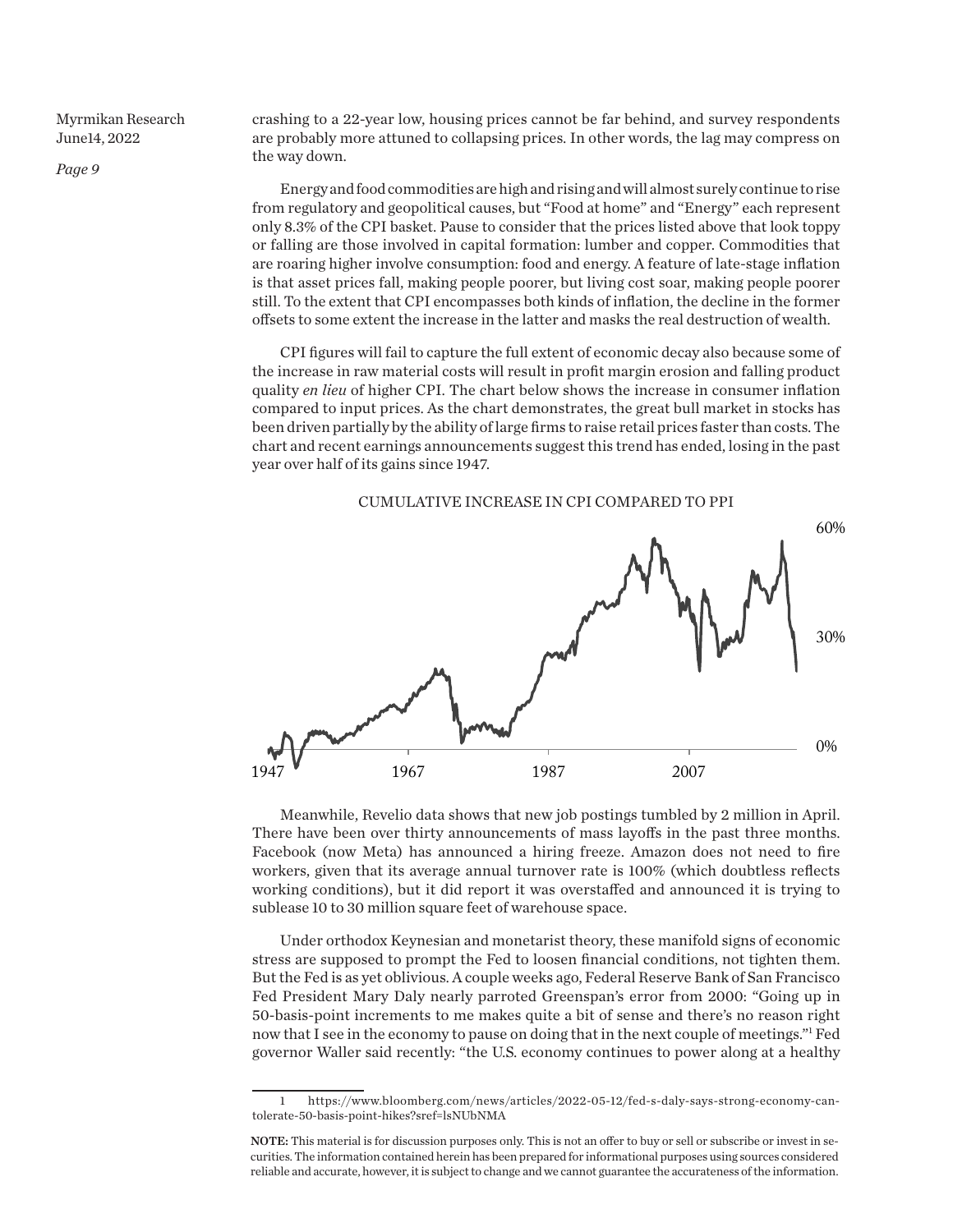crashing to a 22-year low, housing prices cannot be far behind, and survey respondents are probably more attuned to collapsing prices. In other words, the lag may compress on the way down.

Energy and food commodities are high and rising and will almost surely continue to rise from regulatory and geopolitical causes, but "Food at home" and "Energy" each represent only 8.3% of the CPI basket. Pause to consider that the prices listed above that look toppy or falling are those involved in capital formation: lumber and copper. Commodities that are roaring higher involve consumption: food and energy. A feature of late-stage inflation is that asset prices fall, making people poorer, but living cost soar, making people poorer still. To the extent that CPI encompasses both kinds of inflation, the decline in the former offsets to some extent the increase in the latter and masks the real destruction of wealth.

CPI figures will fail to capture the full extent of economic decay also because some of the increase in raw material costs will result in profit margin erosion and falling product quality *en lieu* of higher CPI. The chart below shows the increase in consumer inflation compared to input prices. As the chart demonstrates, the great bull market in stocks has been driven partially by the ability of large firms to raise retail prices faster than costs. The chart and recent earnings announcements suggest this trend has ended, losing in the past year over half of its gains since 1947.

CUMULATIVE INCREASE IN CPI COMPARED TO PPI

60%
30%
0%
1947
1967
1987
2007

Meanwhile, Revelio data shows that new job postings tumbled by 2 million in April. There have been over thirty announcements of mass layoffs in the past three months. Facebook (now Meta) has announced a hiring freeze. Amazon does not need to fire workers, given that its average annual turnover rate is 100% (which doubtless reflects working conditions), but it did report it was overstaffed and announced it is trying to sublease 10 to 30 million square feet of warehouse space.

Under orthodox Keynesian and monetarist theory, these manifold signs of economic stress are supposed to prompt the Fed to loosen financial conditions, not tighten them. But the Fed is as yet oblivious. A couple weeks ago, Federal Reserve Bank of San Francisco Fed President Mary Daly nearly parroted Greenspan's error from 2000: "Going up in 50-basis-point increments to me makes quite a bit of sense and there's no reason right now that I see in the economy to pause on doing that in the next couple of meetings."[1] Fed governor Waller said recently: "the U.S. economy continues to power along at a healthy

1 https://www.bloomberg.com/news/articles/2022-05-12/fed-s-daly-says-strong-economy-can-tolerate-50-basis-point-hikes?sref=lsNUbNMA

**NOTE:** This material is for discussion purposes only. This is not an offer to buy or sell or subscribe or invest in securities. The information contained herein has been prepared for informational purposes using sources considered reliable and accurate, however, it is subject to change and we cannot guarantee the accurateness of the information.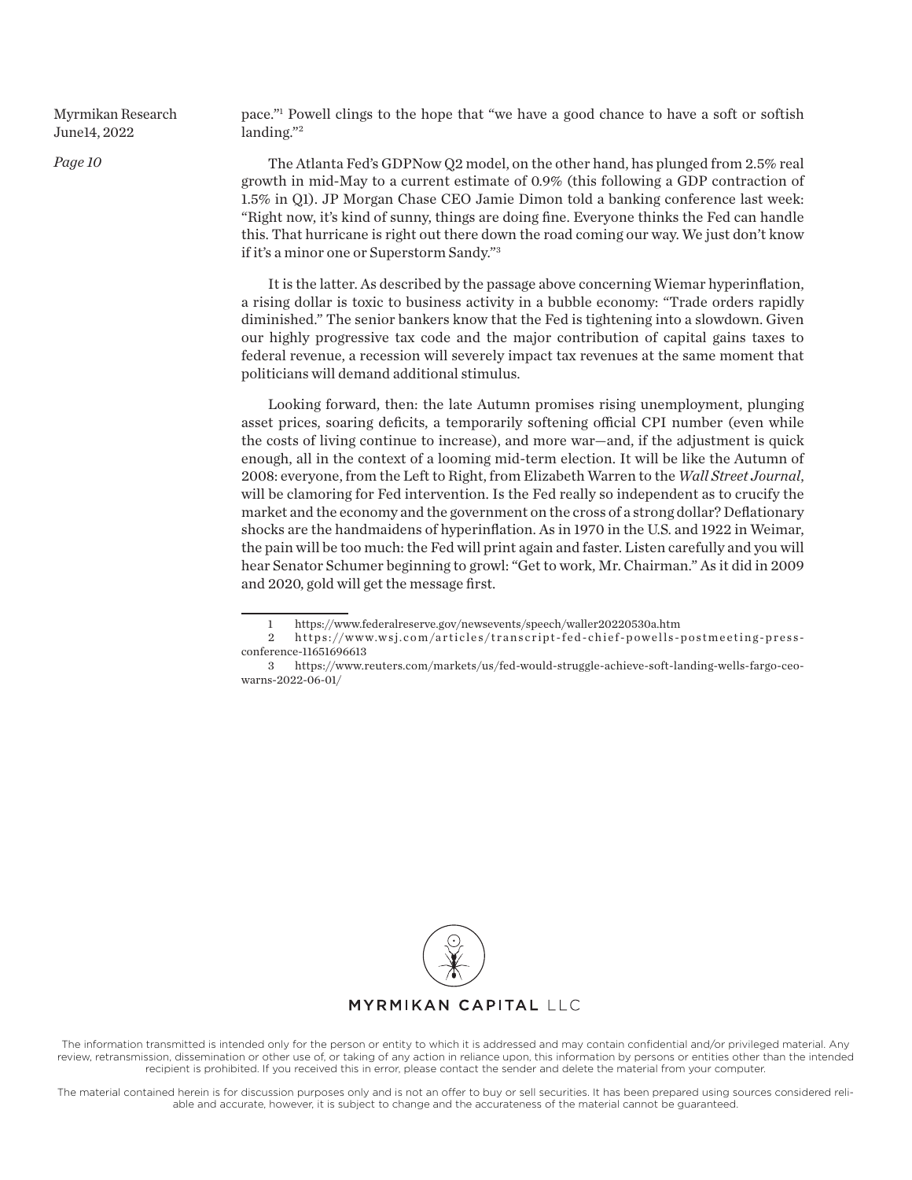pace."[1] Powell clings to the hope that "we have a good chance to have a soft or softish landing."[2]

The Atlanta Fed's GDPNow Q2 model, on the other hand, has plunged from 2.5% real growth in mid-May to a current estimate of 0.9% (this following a GDP contraction of 1.5% in Q1). JP Morgan Chase CEO Jamie Dimon told a banking conference last week: "Right now, it's kind of sunny, things are doing fine. Everyone thinks the Fed can handle this. That hurricane is right out there down the road coming our way. We just don't know if it's a minor one or Superstorm Sandy."[3]

It is the latter. As described by the passage above concerning Wiemar hyperinflation, a rising dollar is toxic to business activity in a bubble economy: "Trade orders rapidly diminished." The senior bankers know that the Fed is tightening into a slowdown. Given our highly progressive tax code and the major contribution of capital gains taxes to federal revenue, a recession will severely impact tax revenues at the same moment that politicians will demand additional stimulus.

Looking forward, then: the late Autumn promises rising unemployment, plunging asset prices, soaring deficits, a temporarily softening official CPI number (even while the costs of living continue to increase), and more war—and, if the adjustment is quick enough, all in the context of a looming mid-term election. It will be like the Autumn of 2008: everyone, from the Left to Right, from Elizabeth Warren to the *Wall Street Journal*, will be clamoring for Fed intervention. Is the Fed really so independent as to crucify the market and the economy and the government on the cross of a strong dollar? Deflationary shocks are the handmaidens of hyperinflation. As in 1970 in the U.S. and 1922 in Weimar, the pain will be too much: the Fed will print again and faster. Listen carefully and you will hear Senator Schumer beginning to growl: "Get to work, Mr. Chairman." As it did in 2009 and 2020, gold will get the message first.

---

1 https://www.federalreserve.gov/newsevents/speech/waller20220530a.htm

2 https://www.wsj.com/articles/transcript-fed-chief-powells-postmeeting-press-conference-11651696613

3 https://www.reuters.com/markets/us/fed-would-struggle-achieve-soft-landing-wells-fargo-ceo-warns-2022-06-01/

MYRMIKAN CAPITAL LLC

The information transmitted is intended only for the person or entity to which it is addressed and may contain confidential and/or privileged material. Any review, retransmission, dissemination or other use of, or taking of any action in reliance upon, this information by persons or entities other than the intended recipient is prohibited. If you received this in error, please contact the sender and delete the material from your computer.

The material contained herein is for discussion purposes only and is not an offer to buy or sell securities. It has been prepared using sources considered reliable and accurate, however, it is subject to change and the accurateness of the material cannot be guaranteed.